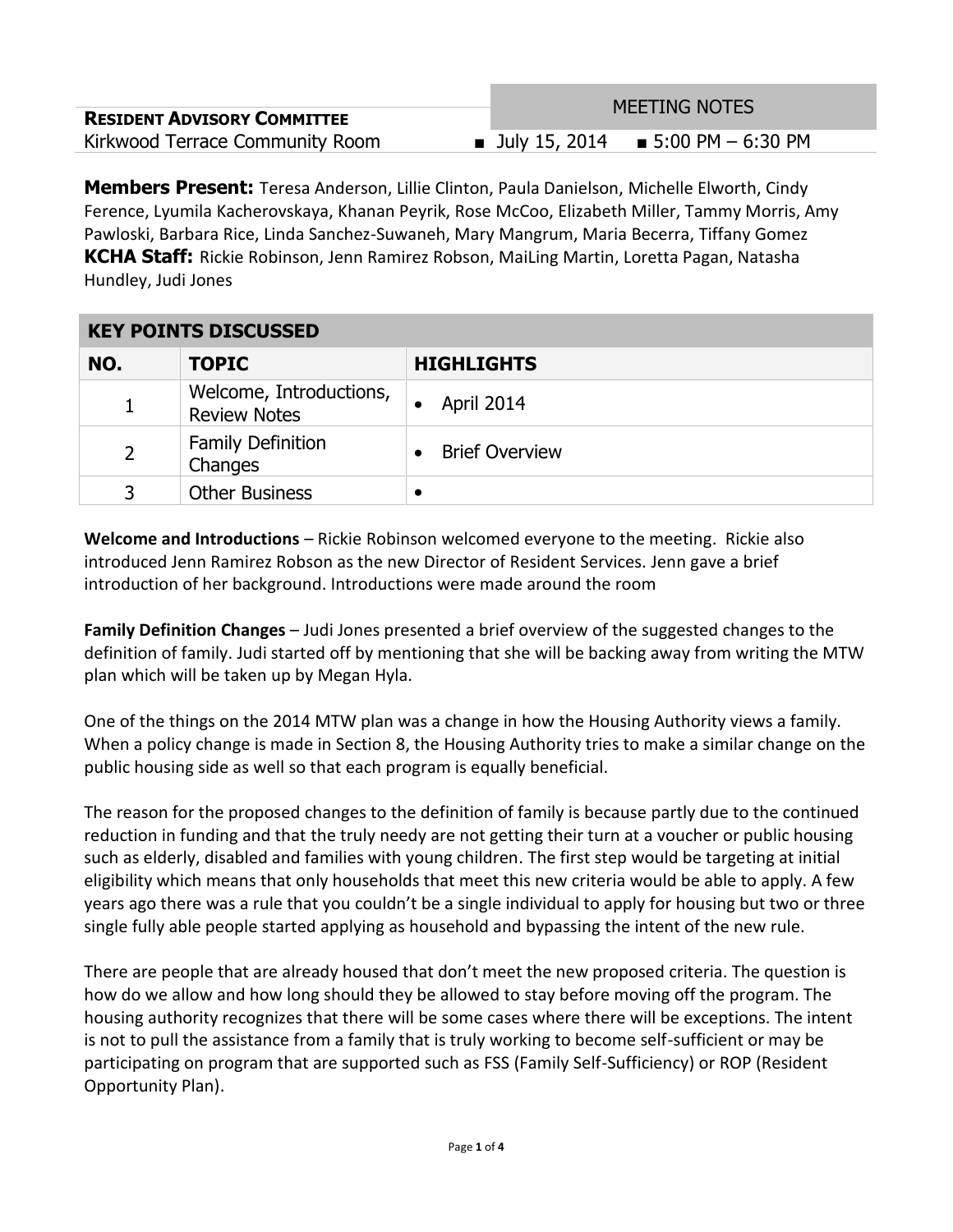**RESIDENT ADVISORY COMMITTEE**
Kirkwood Terrace Community Room

MEETING NOTES
■ July 15, 2014 ■ 5:00 PM – 6:30 PM

**Members Present:** Teresa Anderson, Lillie Clinton, Paula Danielson, Michelle Elworth, Cindy Ference, Lyumila Kacherovskaya, Khanan Peyrik, Rose McCoo, Elizabeth Miller, Tammy Morris, Amy Pawloski, Barbara Rice, Linda Sanchez-Suwaneh, Mary Mangrum, Maria Becerra, Tiffany Gomez
**KCHA Staff:** Rickie Robinson, Jenn Ramirez Robson, MaiLing Martin, Loretta Pagan, Natasha Hundley, Judi Jones

## KEY POINTS DISCUSSED

| NO. | TOPIC | HIGHLIGHTS |
|---|---|---|
| 1 | Welcome, Introductions, Review Notes | • April 2014 |
| 2 | Family Definition Changes | • Brief Overview |
| 3 | Other Business | • |

**Welcome and Introductions** – Rickie Robinson welcomed everyone to the meeting. Rickie also introduced Jenn Ramirez Robson as the new Director of Resident Services. Jenn gave a brief introduction of her background. Introductions were made around the room

**Family Definition Changes** – Judi Jones presented a brief overview of the suggested changes to the definition of family. Judi started off by mentioning that she will be backing away from writing the MTW plan which will be taken up by Megan Hyla.

One of the things on the 2014 MTW plan was a change in how the Housing Authority views a family. When a policy change is made in Section 8, the Housing Authority tries to make a similar change on the public housing side as well so that each program is equally beneficial.

The reason for the proposed changes to the definition of family is because partly due to the continued reduction in funding and that the truly needy are not getting their turn at a voucher or public housing such as elderly, disabled and families with young children. The first step would be targeting at initial eligibility which means that only households that meet this new criteria would be able to apply. A few years ago there was a rule that you couldn't be a single individual to apply for housing but two or three single fully able people started applying as household and bypassing the intent of the new rule.

There are people that are already housed that don't meet the new proposed criteria. The question is how do we allow and how long should they be allowed to stay before moving off the program. The housing authority recognizes that there will be some cases where there will be exceptions. The intent is not to pull the assistance from a family that is truly working to become self-sufficient or may be participating on program that are supported such as FSS (Family Self-Sufficiency) or ROP (Resident Opportunity Plan).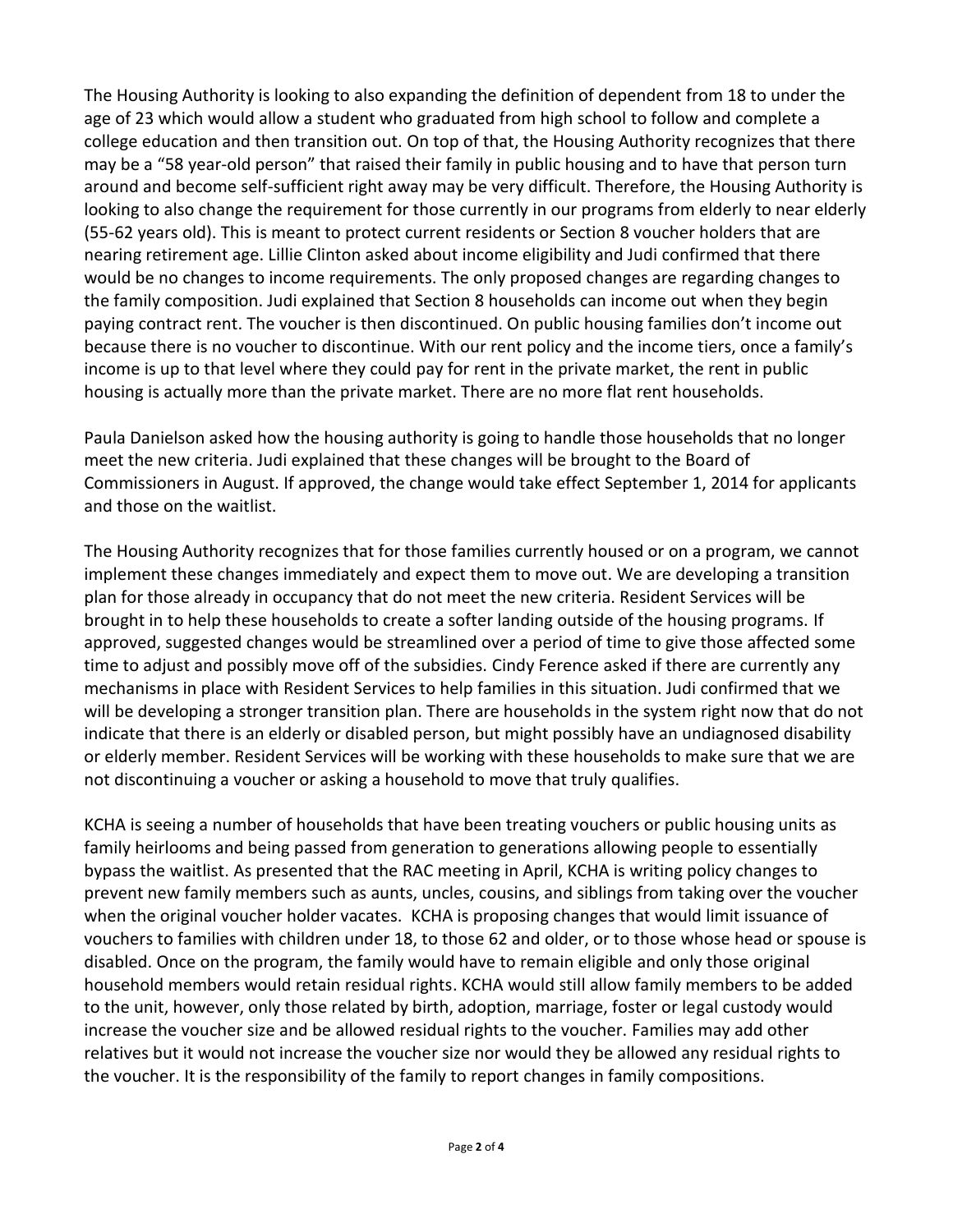The Housing Authority is looking to also expanding the definition of dependent from 18 to under the age of 23 which would allow a student who graduated from high school to follow and complete a college education and then transition out. On top of that, the Housing Authority recognizes that there may be a "58 year-old person" that raised their family in public housing and to have that person turn around and become self-sufficient right away may be very difficult. Therefore, the Housing Authority is looking to also change the requirement for those currently in our programs from elderly to near elderly (55-62 years old). This is meant to protect current residents or Section 8 voucher holders that are nearing retirement age. Lillie Clinton asked about income eligibility and Judi confirmed that there would be no changes to income requirements. The only proposed changes are regarding changes to the family composition. Judi explained that Section 8 households can income out when they begin paying contract rent. The voucher is then discontinued. On public housing families don't income out because there is no voucher to discontinue. With our rent policy and the income tiers, once a family's income is up to that level where they could pay for rent in the private market, the rent in public housing is actually more than the private market. There are no more flat rent households.

Paula Danielson asked how the housing authority is going to handle those households that no longer meet the new criteria. Judi explained that these changes will be brought to the Board of Commissioners in August. If approved, the change would take effect September 1, 2014 for applicants and those on the waitlist.

The Housing Authority recognizes that for those families currently housed or on a program, we cannot implement these changes immediately and expect them to move out. We are developing a transition plan for those already in occupancy that do not meet the new criteria. Resident Services will be brought in to help these households to create a softer landing outside of the housing programs. If approved, suggested changes would be streamlined over a period of time to give those affected some time to adjust and possibly move off of the subsidies. Cindy Ference asked if there are currently any mechanisms in place with Resident Services to help families in this situation. Judi confirmed that we will be developing a stronger transition plan. There are households in the system right now that do not indicate that there is an elderly or disabled person, but might possibly have an undiagnosed disability or elderly member. Resident Services will be working with these households to make sure that we are not discontinuing a voucher or asking a household to move that truly qualifies.

KCHA is seeing a number of households that have been treating vouchers or public housing units as family heirlooms and being passed from generation to generations allowing people to essentially bypass the waitlist. As presented that the RAC meeting in April, KCHA is writing policy changes to prevent new family members such as aunts, uncles, cousins, and siblings from taking over the voucher when the original voucher holder vacates. KCHA is proposing changes that would limit issuance of vouchers to families with children under 18, to those 62 and older, or to those whose head or spouse is disabled. Once on the program, the family would have to remain eligible and only those original household members would retain residual rights. KCHA would still allow family members to be added to the unit, however, only those related by birth, adoption, marriage, foster or legal custody would increase the voucher size and be allowed residual rights to the voucher. Families may add other relatives but it would not increase the voucher size nor would they be allowed any residual rights to the voucher. It is the responsibility of the family to report changes in family compositions.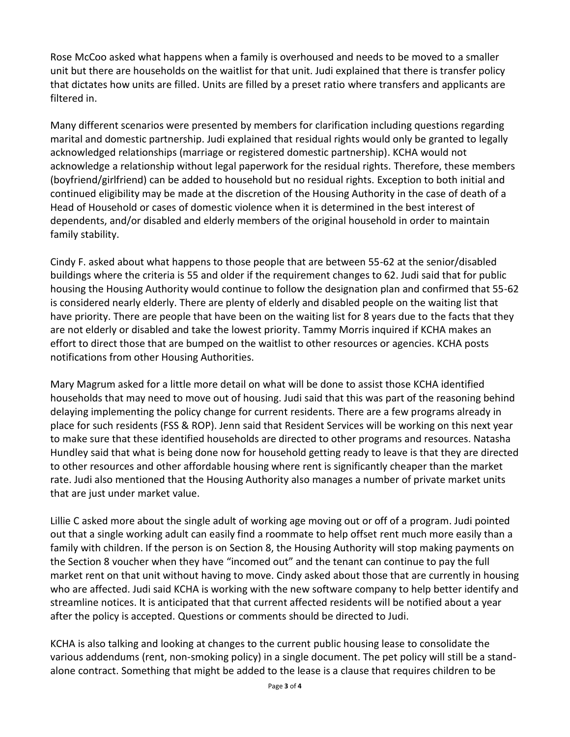Rose McCoo asked what happens when a family is overhoused and needs to be moved to a smaller unit but there are households on the waitlist for that unit. Judi explained that there is transfer policy that dictates how units are filled. Units are filled by a preset ratio where transfers and applicants are filtered in.

Many different scenarios were presented by members for clarification including questions regarding marital and domestic partnership. Judi explained that residual rights would only be granted to legally acknowledged relationships (marriage or registered domestic partnership). KCHA would not acknowledge a relationship without legal paperwork for the residual rights. Therefore, these members (boyfriend/girlfriend) can be added to household but no residual rights. Exception to both initial and continued eligibility may be made at the discretion of the Housing Authority in the case of death of a Head of Household or cases of domestic violence when it is determined in the best interest of dependents, and/or disabled and elderly members of the original household in order to maintain family stability.

Cindy F. asked about what happens to those people that are between 55-62 at the senior/disabled buildings where the criteria is 55 and older if the requirement changes to 62. Judi said that for public housing the Housing Authority would continue to follow the designation plan and confirmed that 55-62 is considered nearly elderly. There are plenty of elderly and disabled people on the waiting list that have priority. There are people that have been on the waiting list for 8 years due to the facts that they are not elderly or disabled and take the lowest priority. Tammy Morris inquired if KCHA makes an effort to direct those that are bumped on the waitlist to other resources or agencies. KCHA posts notifications from other Housing Authorities.

Mary Magrum asked for a little more detail on what will be done to assist those KCHA identified households that may need to move out of housing. Judi said that this was part of the reasoning behind delaying implementing the policy change for current residents. There are a few programs already in place for such residents (FSS & ROP). Jenn said that Resident Services will be working on this next year to make sure that these identified households are directed to other programs and resources. Natasha Hundley said that what is being done now for household getting ready to leave is that they are directed to other resources and other affordable housing where rent is significantly cheaper than the market rate. Judi also mentioned that the Housing Authority also manages a number of private market units that are just under market value.

Lillie C asked more about the single adult of working age moving out or off of a program. Judi pointed out that a single working adult can easily find a roommate to help offset rent much more easily than a family with children. If the person is on Section 8, the Housing Authority will stop making payments on the Section 8 voucher when they have "incomed out" and the tenant can continue to pay the full market rent on that unit without having to move. Cindy asked about those that are currently in housing who are affected. Judi said KCHA is working with the new software company to help better identify and streamline notices. It is anticipated that that current affected residents will be notified about a year after the policy is accepted. Questions or comments should be directed to Judi.

KCHA is also talking and looking at changes to the current public housing lease to consolidate the various addendums (rent, non-smoking policy) in a single document. The pet policy will still be a stand-alone contract. Something that might be added to the lease is a clause that requires children to be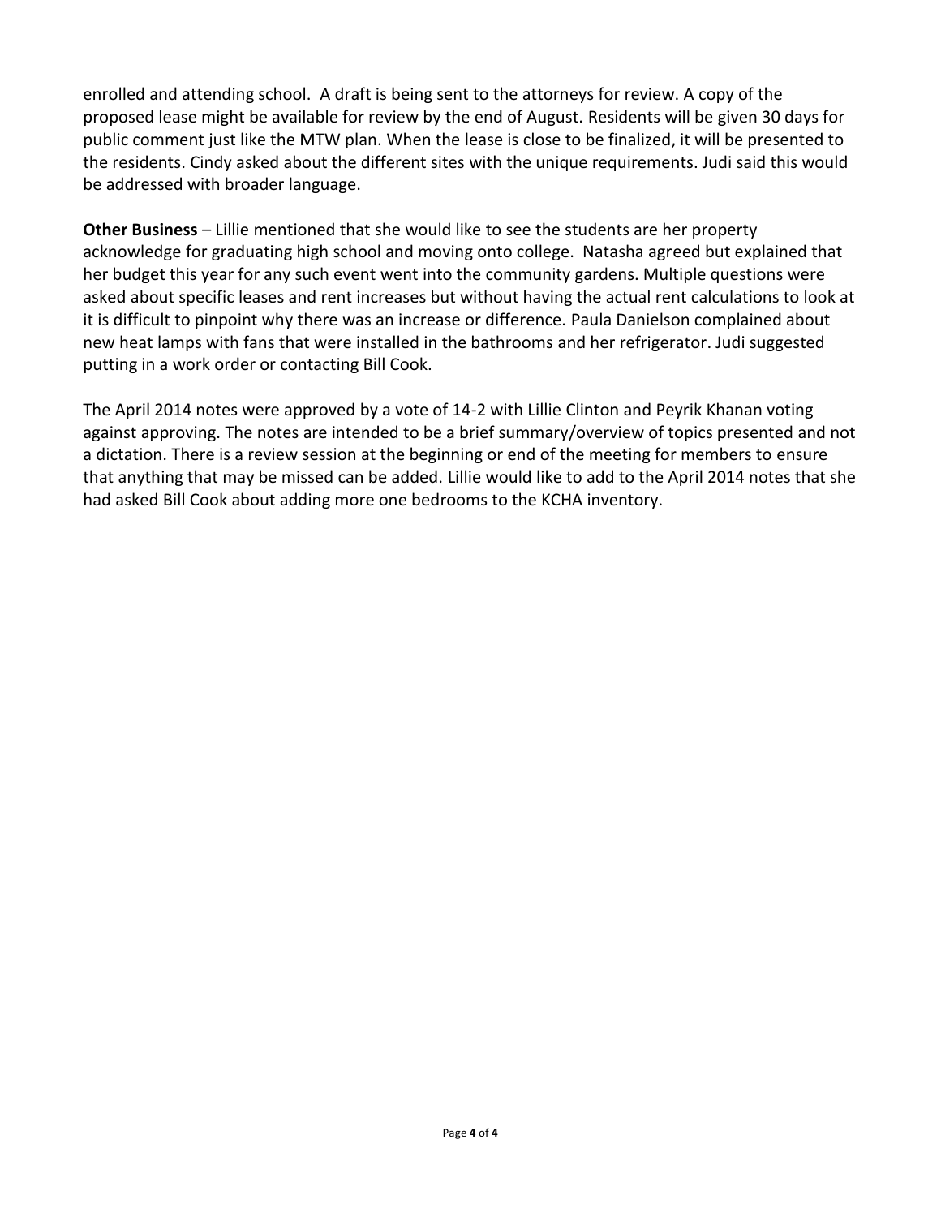enrolled and attending school. A draft is being sent to the attorneys for review. A copy of the proposed lease might be available for review by the end of August. Residents will be given 30 days for public comment just like the MTW plan. When the lease is close to be finalized, it will be presented to the residents. Cindy asked about the different sites with the unique requirements. Judi said this would be addressed with broader language.

**Other Business** – Lillie mentioned that she would like to see the students are her property acknowledge for graduating high school and moving onto college. Natasha agreed but explained that her budget this year for any such event went into the community gardens. Multiple questions were asked about specific leases and rent increases but without having the actual rent calculations to look at it is difficult to pinpoint why there was an increase or difference. Paula Danielson complained about new heat lamps with fans that were installed in the bathrooms and her refrigerator. Judi suggested putting in a work order or contacting Bill Cook.

The April 2014 notes were approved by a vote of 14-2 with Lillie Clinton and Peyrik Khanan voting against approving. The notes are intended to be a brief summary/overview of topics presented and not a dictation. There is a review session at the beginning or end of the meeting for members to ensure that anything that may be missed can be added. Lillie would like to add to the April 2014 notes that she had asked Bill Cook about adding more one bedrooms to the KCHA inventory.